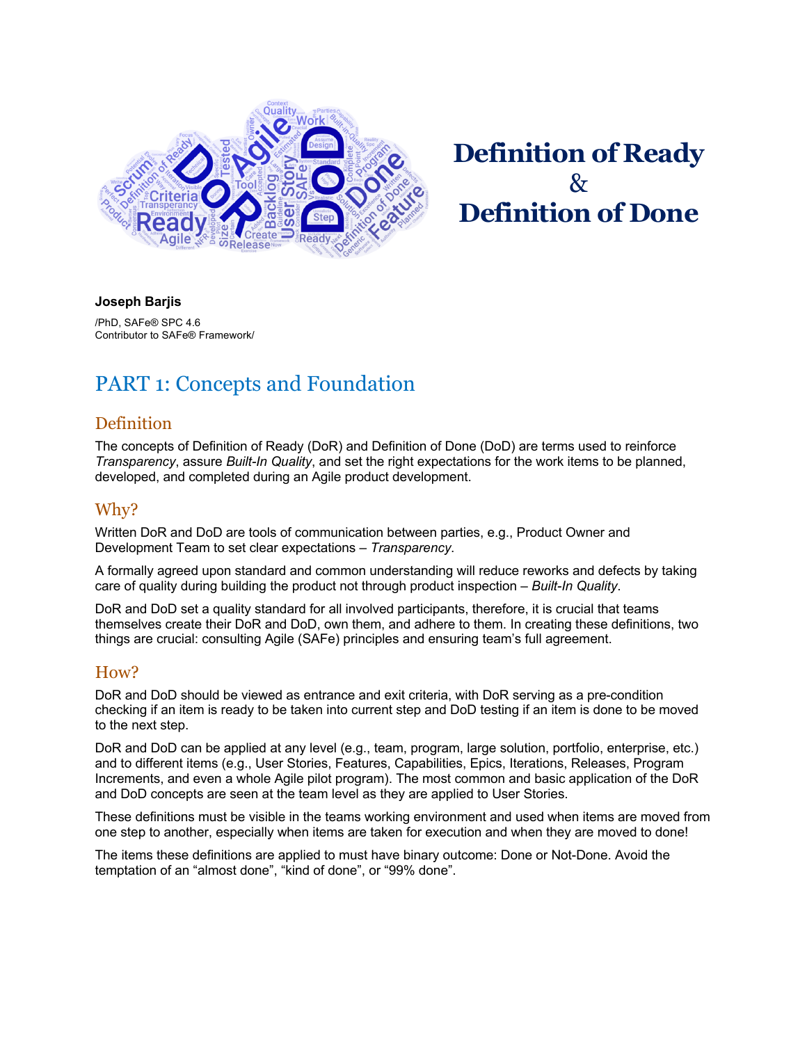# Definition of Ready & Definition of Done

**Joseph Barjis**

/PhD, SAFe® SPC 4.6
Contributor to SAFe® Framework/

## PART 1: Concepts and Foundation

### Definition

The concepts of Definition of Ready (DoR) and Definition of Done (DoD) are terms used to reinforce *Transparency*, assure *Built-In Quality*, and set the right expectations for the work items to be planned, developed, and completed during an Agile product development.

### Why?

Written DoR and DoD are tools of communication between parties, e.g., Product Owner and Development Team to set clear expectations – *Transparency*.

A formally agreed upon standard and common understanding will reduce reworks and defects by taking care of quality during building the product not through product inspection – *Built-In Quality*.

DoR and DoD set a quality standard for all involved participants, therefore, it is crucial that teams themselves create their DoR and DoD, own them, and adhere to them. In creating these definitions, two things are crucial: consulting Agile (SAFe) principles and ensuring team's full agreement.

### How?

DoR and DoD should be viewed as entrance and exit criteria, with DoR serving as a pre-condition checking if an item is ready to be taken into current step and DoD testing if an item is done to be moved to the next step.

DoR and DoD can be applied at any level (e.g., team, program, large solution, portfolio, enterprise, etc.) and to different items (e.g., User Stories, Features, Capabilities, Epics, Iterations, Releases, Program Increments, and even a whole Agile pilot program). The most common and basic application of the DoR and DoD concepts are seen at the team level as they are applied to User Stories.

These definitions must be visible in the teams working environment and used when items are moved from one step to another, especially when items are taken for execution and when they are moved to done!

The items these definitions are applied to must have binary outcome: Done or Not-Done. Avoid the temptation of an "almost done", "kind of done", or "99% done".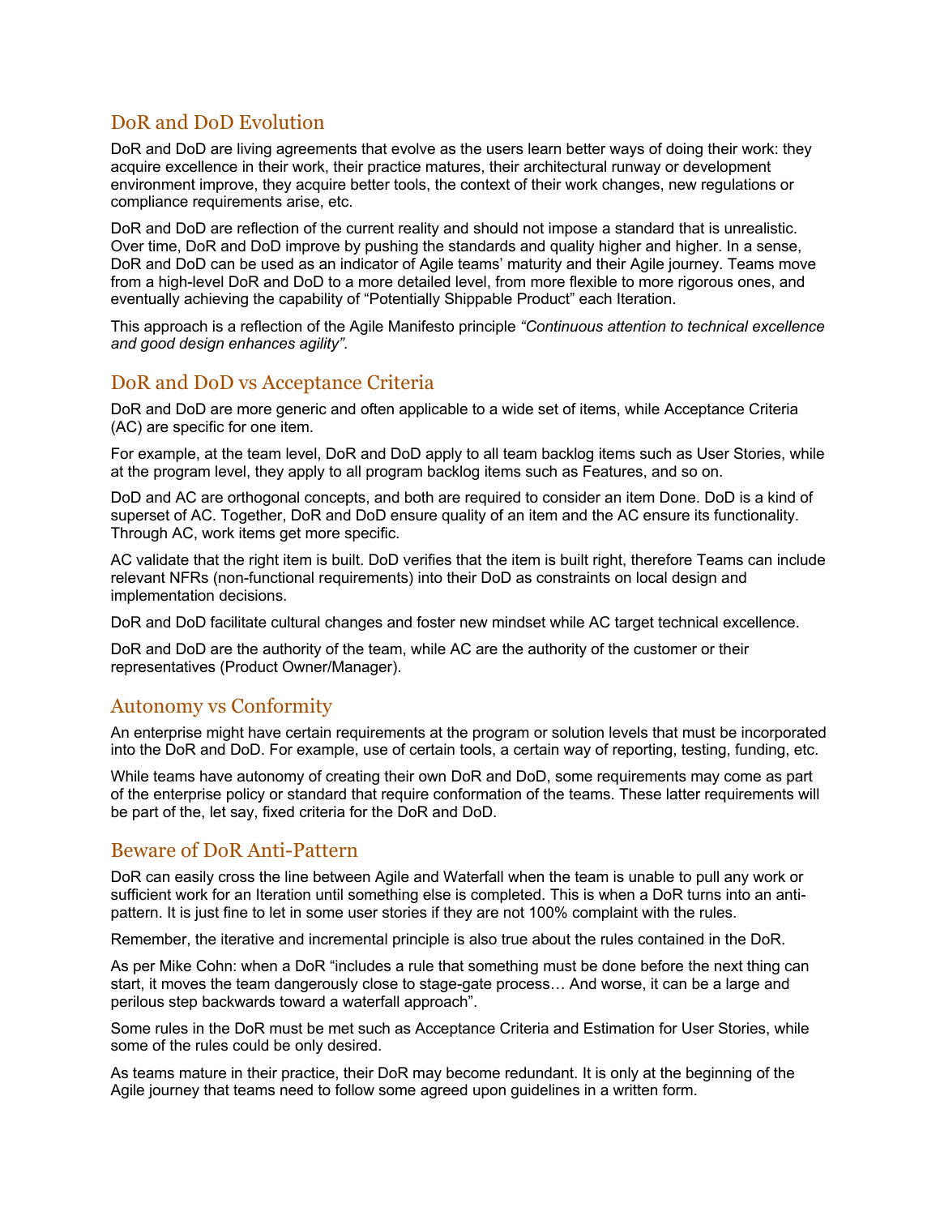## DoR and DoD Evolution

DoR and DoD are living agreements that evolve as the users learn better ways of doing their work: they acquire excellence in their work, their practice matures, their architectural runway or development environment improve, they acquire better tools, the context of their work changes, new regulations or compliance requirements arise, etc.

DoR and DoD are reflection of the current reality and should not impose a standard that is unrealistic. Over time, DoR and DoD improve by pushing the standards and quality higher and higher. In a sense, DoR and DoD can be used as an indicator of Agile teams' maturity and their Agile journey. Teams move from a high-level DoR and DoD to a more detailed level, from more flexible to more rigorous ones, and eventually achieving the capability of "Potentially Shippable Product" each Iteration.

This approach is a reflection of the Agile Manifesto principle *"Continuous attention to technical excellence and good design enhances agility"*.

## DoR and DoD vs Acceptance Criteria

DoR and DoD are more generic and often applicable to a wide set of items, while Acceptance Criteria (AC) are specific for one item.

For example, at the team level, DoR and DoD apply to all team backlog items such as User Stories, while at the program level, they apply to all program backlog items such as Features, and so on.

DoD and AC are orthogonal concepts, and both are required to consider an item Done. DoD is a kind of superset of AC. Together, DoR and DoD ensure quality of an item and the AC ensure its functionality. Through AC, work items get more specific.

AC validate that the right item is built. DoD verifies that the item is built right, therefore Teams can include relevant NFRs (non-functional requirements) into their DoD as constraints on local design and implementation decisions.

DoR and DoD facilitate cultural changes and foster new mindset while AC target technical excellence.

DoR and DoD are the authority of the team, while AC are the authority of the customer or their representatives (Product Owner/Manager).

## Autonomy vs Conformity

An enterprise might have certain requirements at the program or solution levels that must be incorporated into the DoR and DoD. For example, use of certain tools, a certain way of reporting, testing, funding, etc.

While teams have autonomy of creating their own DoR and DoD, some requirements may come as part of the enterprise policy or standard that require conformation of the teams. These latter requirements will be part of the, let say, fixed criteria for the DoR and DoD.

## Beware of DoR Anti-Pattern

DoR can easily cross the line between Agile and Waterfall when the team is unable to pull any work or sufficient work for an Iteration until something else is completed. This is when a DoR turns into an anti-pattern. It is just fine to let in some user stories if they are not 100% complaint with the rules.

Remember, the iterative and incremental principle is also true about the rules contained in the DoR.

As per Mike Cohn: when a DoR "includes a rule that something must be done before the next thing can start, it moves the team dangerously close to stage-gate process… And worse, it can be a large and perilous step backwards toward a waterfall approach".

Some rules in the DoR must be met such as Acceptance Criteria and Estimation for User Stories, while some of the rules could be only desired.

As teams mature in their practice, their DoR may become redundant. It is only at the beginning of the Agile journey that teams need to follow some agreed upon guidelines in a written form.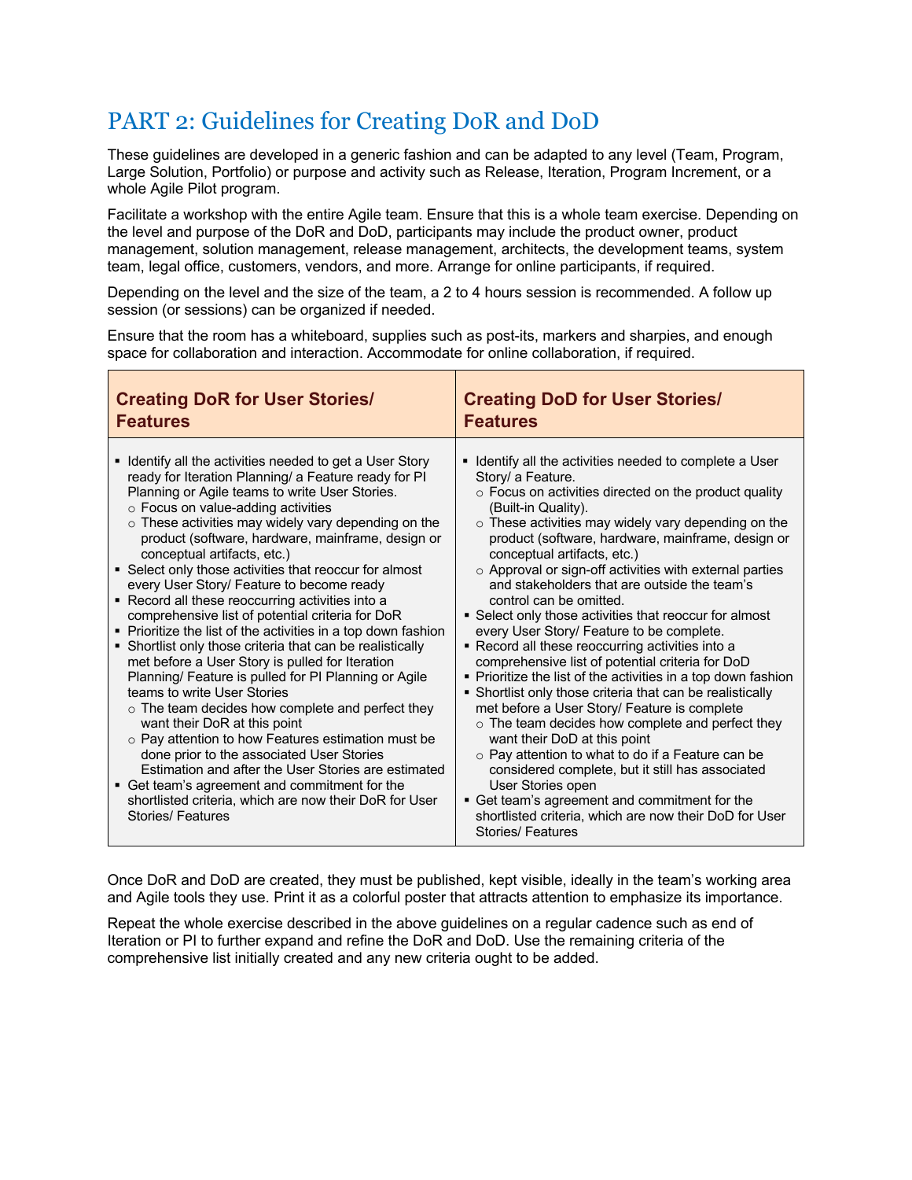# PART 2: Guidelines for Creating DoR and DoD

These guidelines are developed in a generic fashion and can be adapted to any level (Team, Program, Large Solution, Portfolio) or purpose and activity such as Release, Iteration, Program Increment, or a whole Agile Pilot program.

Facilitate a workshop with the entire Agile team. Ensure that this is a whole team exercise. Depending on the level and purpose of the DoR and DoD, participants may include the product owner, product management, solution management, release management, architects, the development teams, system team, legal office, customers, vendors, and more. Arrange for online participants, if required.

Depending on the level and the size of the team, a 2 to 4 hours session is recommended. A follow up session (or sessions) can be organized if needed.

Ensure that the room has a whiteboard, supplies such as post-its, markers and sharpies, and enough space for collaboration and interaction. Accommodate for online collaboration, if required.

| Creating DoR for User Stories/ Features | Creating DoD for User Stories/ Features |
|---|---|
| ▪ Identify all the activities needed to get a User Story ready for Iteration Planning/ a Feature ready for PI Planning or Agile teams to write User Stories.<br>  ○ Focus on value-adding activities<br>  ○ These activities may widely vary depending on the product (software, hardware, mainframe, design or conceptual artifacts, etc.)<br>▪ Select only those activities that reoccur for almost every User Story/ Feature to become ready<br>▪ Record all these reoccurring activities into a comprehensive list of potential criteria for DoR<br>▪ Prioritize the list of the activities in a top down fashion<br>▪ Shortlist only those criteria that can be realistically met before a User Story is pulled for Iteration Planning/ Feature is pulled for PI Planning or Agile teams to write User Stories<br>  ○ The team decides how complete and perfect they want their DoR at this point<br>  ○ Pay attention to how Features estimation must be done prior to the associated User Stories Estimation and after the User Stories are estimated<br>▪ Get team's agreement and commitment for the shortlisted criteria, which are now their DoR for User Stories/ Features | ▪ Identify all the activities needed to complete a User Story/ a Feature.<br>  ○ Focus on activities directed on the product quality (Built-in Quality).<br>  ○ These activities may widely vary depending on the product (software, hardware, mainframe, design or conceptual artifacts, etc.)<br>  ○ Approval or sign-off activities with external parties and stakeholders that are outside the team's control can be omitted.<br>▪ Select only those activities that reoccur for almost every User Story/ Feature to be complete.<br>▪ Record all these reoccurring activities into a comprehensive list of potential criteria for DoD<br>▪ Prioritize the list of the activities in a top down fashion<br>▪ Shortlist only those criteria that can be realistically met before a User Story/ Feature is complete<br>  ○ The team decides how complete and perfect they want their DoD at this point<br>  ○ Pay attention to what to do if a Feature can be considered complete, but it still has associated User Stories open<br>▪ Get team's agreement and commitment for the shortlisted criteria, which are now their DoD for User Stories/ Features |

Once DoR and DoD are created, they must be published, kept visible, ideally in the team's working area and Agile tools they use. Print it as a colorful poster that attracts attention to emphasize its importance.

Repeat the whole exercise described in the above guidelines on a regular cadence such as end of Iteration or PI to further expand and refine the DoR and DoD. Use the remaining criteria of the comprehensive list initially created and any new criteria ought to be added.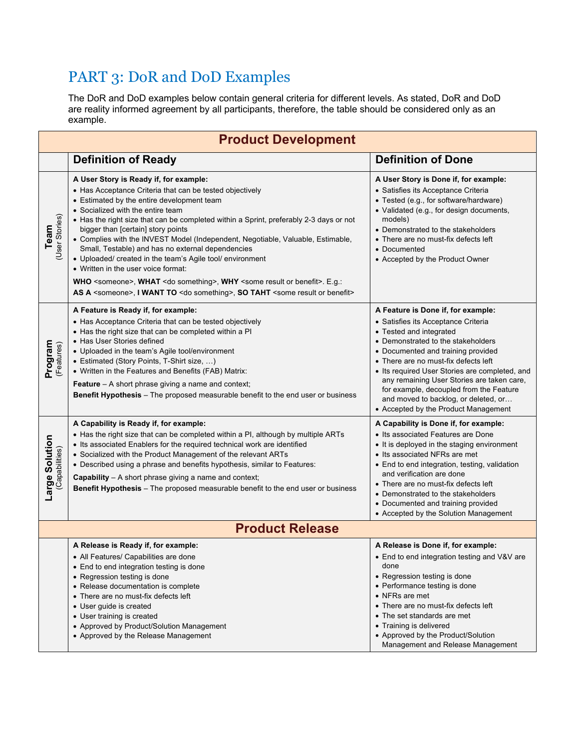# PART 3: DoR and DoD Examples

The DoR and DoD examples below contain general criteria for different levels. As stated, DoR and DoD are reality informed agreement by all participants, therefore, the table should be considered only as an example.

| **Product Development** | | |
|---|---|---|
| | **Definition of Ready** | **Definition of Done** |
| **Team** (User Stories) | **A User Story is Ready if, for example:**<br>• Has Acceptance Criteria that can be tested objectively<br>• Estimated by the entire development team<br>• Socialized with the entire team<br>• Has the right size that can be completed within a Sprint, preferably 2-3 days or not bigger than [certain] story points<br>• Complies with the INVEST Model (Independent, Negotiable, Valuable, Estimable, Small, Testable) and has no external dependencies<br>• Uploaded/ created in the team's Agile tool/ environment<br>• Written in the user voice format:<br>**WHO** <someone>, **WHAT** <do something>, **WHY** <some result or benefit>. E.g.:<br>**AS A** <someone>, **I WANT TO** <do something>, **SO TAHT** <some result or benefit> | **A User Story is Done if, for example:**<br>• Satisfies its Acceptance Criteria<br>• Tested (e.g., for software/hardware)<br>• Validated (e.g., for design documents, models)<br>• Demonstrated to the stakeholders<br>• There are no must-fix defects left<br>• Documented<br>• Accepted by the Product Owner |
| **Program** (Features) | **A Feature is Ready if, for example:**<br>• Has Acceptance Criteria that can be tested objectively<br>• Has the right size that can be completed within a PI<br>• Has User Stories defined<br>• Uploaded in the team's Agile tool/environment<br>• Estimated (Story Points, T-Shirt size, …)<br>• Written in the Features and Benefits (FAB) Matrix:<br>**Feature** – A short phrase giving a name and context;<br>**Benefit Hypothesis** – The proposed measurable benefit to the end user or business | **A Feature is Done if, for example:**<br>• Satisfies its Acceptance Criteria<br>• Tested and integrated<br>• Demonstrated to the stakeholders<br>• Documented and training provided<br>• There are no must-fix defects left<br>• Its required User Stories are completed, and any remaining User Stories are taken care, for example, decoupled from the Feature and moved to backlog, or deleted, or…<br>• Accepted by the Product Management |
| **Large Solution** (Capabilities) | **A Capability is Ready if, for example:**<br>• Has the right size that can be completed within a PI, although by multiple ARTs<br>• Its associated Enablers for the required technical work are identified<br>• Socialized with the Product Management of the relevant ARTs<br>• Described using a phrase and benefits hypothesis, similar to Features:<br>**Capability** – A short phrase giving a name and context;<br>**Benefit Hypothesis** – The proposed measurable benefit to the end user or business | **A Capability is Done if, for example:**<br>• Its associated Features are Done<br>• It is deployed in the staging environment<br>• Its associated NFRs are met<br>• End to end integration, testing, validation and verification are done<br>• There are no must-fix defects left<br>• Demonstrated to the stakeholders<br>• Documented and training provided<br>• Accepted by the Solution Management |
| **Product Release** | | |
| | **A Release is Ready if, for example:**<br>• All Features/ Capabilities are done<br>• End to end integration testing is done<br>• Regression testing is done<br>• Release documentation is complete<br>• There are no must-fix defects left<br>• User guide is created<br>• User training is created<br>• Approved by Product/Solution Management<br>• Approved by the Release Management | **A Release is Done if, for example:**<br>• End to end integration testing and V&V are done<br>• Regression testing is done<br>• Performance testing is done<br>• NFRs are met<br>• There are no must-fix defects left<br>• The set standards are met<br>• Training is delivered<br>• Approved by the Product/Solution Management and Release Management |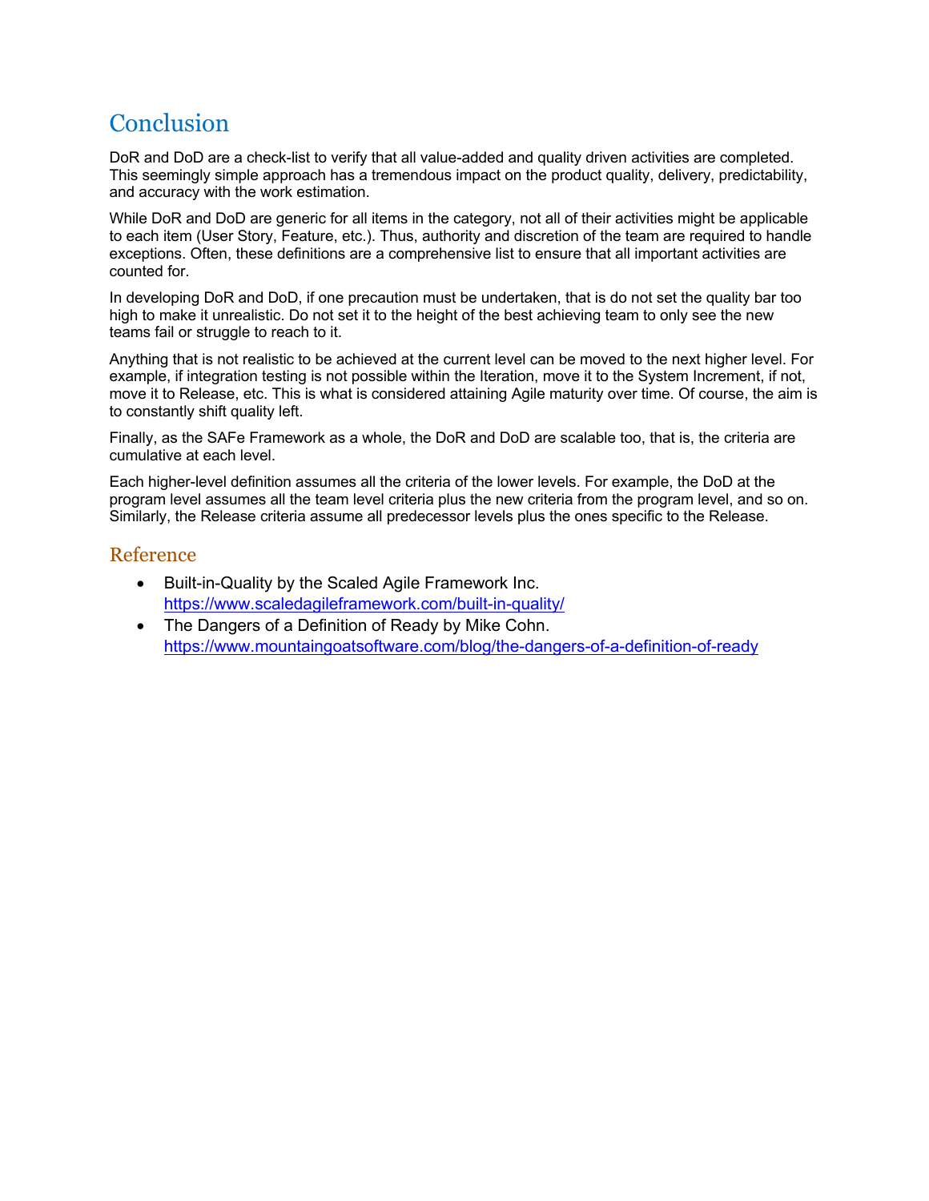# Conclusion

DoR and DoD are a check-list to verify that all value-added and quality driven activities are completed. This seemingly simple approach has a tremendous impact on the product quality, delivery, predictability, and accuracy with the work estimation.

While DoR and DoD are generic for all items in the category, not all of their activities might be applicable to each item (User Story, Feature, etc.). Thus, authority and discretion of the team are required to handle exceptions. Often, these definitions are a comprehensive list to ensure that all important activities are counted for.

In developing DoR and DoD, if one precaution must be undertaken, that is do not set the quality bar too high to make it unrealistic. Do not set it to the height of the best achieving team to only see the new teams fail or struggle to reach to it.

Anything that is not realistic to be achieved at the current level can be moved to the next higher level. For example, if integration testing is not possible within the Iteration, move it to the System Increment, if not, move it to Release, etc. This is what is considered attaining Agile maturity over time. Of course, the aim is to constantly shift quality left.

Finally, as the SAFe Framework as a whole, the DoR and DoD are scalable too, that is, the criteria are cumulative at each level.

Each higher-level definition assumes all the criteria of the lower levels. For example, the DoD at the program level assumes all the team level criteria plus the new criteria from the program level, and so on. Similarly, the Release criteria assume all predecessor levels plus the ones specific to the Release.

## Reference

- Built-in-Quality by the Scaled Agile Framework Inc.
  https://www.scaledagileframework.com/built-in-quality/
- The Dangers of a Definition of Ready by Mike Cohn.
  https://www.mountaingoatsoftware.com/blog/the-dangers-of-a-definition-of-ready